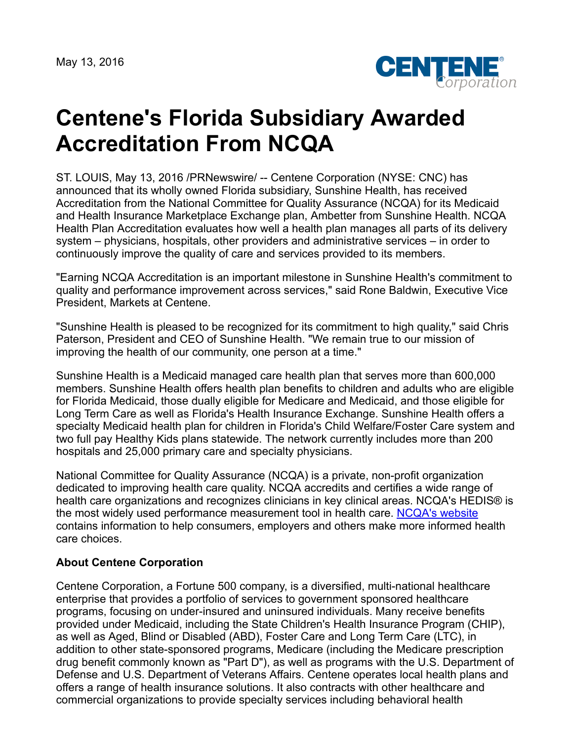May 13, 2016

# Centene's Florida Subsidiary Awarded Accreditation From NCQA

ST. LOUIS, May 13, 2016 /PRNewswire/ -- Centene Corporation (NYSE: CNC) has announced that its wholly owned Florida subsidiary, Sunshine Health, has received Accreditation from the National Committee for Quality Assurance (NCQA) for its Medicaid and Health Insurance Marketplace Exchange plan, Ambetter from Sunshine Health. NCQA Health Plan Accreditation evaluates how well a health plan manages all parts of its delivery system – physicians, hospitals, other providers and administrative services – in order to continuously improve the quality of care and services provided to its members.

"Earning NCQA Accreditation is an important milestone in Sunshine Health's commitment to quality and performance improvement across services," said Rone Baldwin, Executive Vice President, Markets at Centene.

"Sunshine Health is pleased to be recognized for its commitment to high quality," said Chris Paterson, President and CEO of Sunshine Health. "We remain true to our mission of improving the health of our community, one person at a time."

Sunshine Health is a Medicaid managed care health plan that serves more than 600,000 members. Sunshine Health offers health plan benefits to children and adults who are eligible for Florida Medicaid, those dually eligible for Medicare and Medicaid, and those eligible for Long Term Care as well as Florida's Health Insurance Exchange. Sunshine Health offers a specialty Medicaid health plan for children in Florida's Child Welfare/Foster Care system and two full pay Healthy Kids plans statewide. The network currently includes more than 200 hospitals and 25,000 primary care and specialty physicians.

National Committee for Quality Assurance (NCQA) is a private, non-profit organization dedicated to improving health care quality. NCQA accredits and certifies a wide range of health care organizations and recognizes clinicians in key clinical areas. NCQA's HEDIS® is the most widely used performance measurement tool in health care. NCQA's website contains information to help consumers, employers and others make more informed health care choices.

**About Centene Corporation**

Centene Corporation, a Fortune 500 company, is a diversified, multi-national healthcare enterprise that provides a portfolio of services to government sponsored healthcare programs, focusing on under-insured and uninsured individuals. Many receive benefits provided under Medicaid, including the State Children's Health Insurance Program (CHIP), as well as Aged, Blind or Disabled (ABD), Foster Care and Long Term Care (LTC), in addition to other state-sponsored programs, Medicare (including the Medicare prescription drug benefit commonly known as "Part D"), as well as programs with the U.S. Department of Defense and U.S. Department of Veterans Affairs. Centene operates local health plans and offers a range of health insurance solutions. It also contracts with other healthcare and commercial organizations to provide specialty services including behavioral health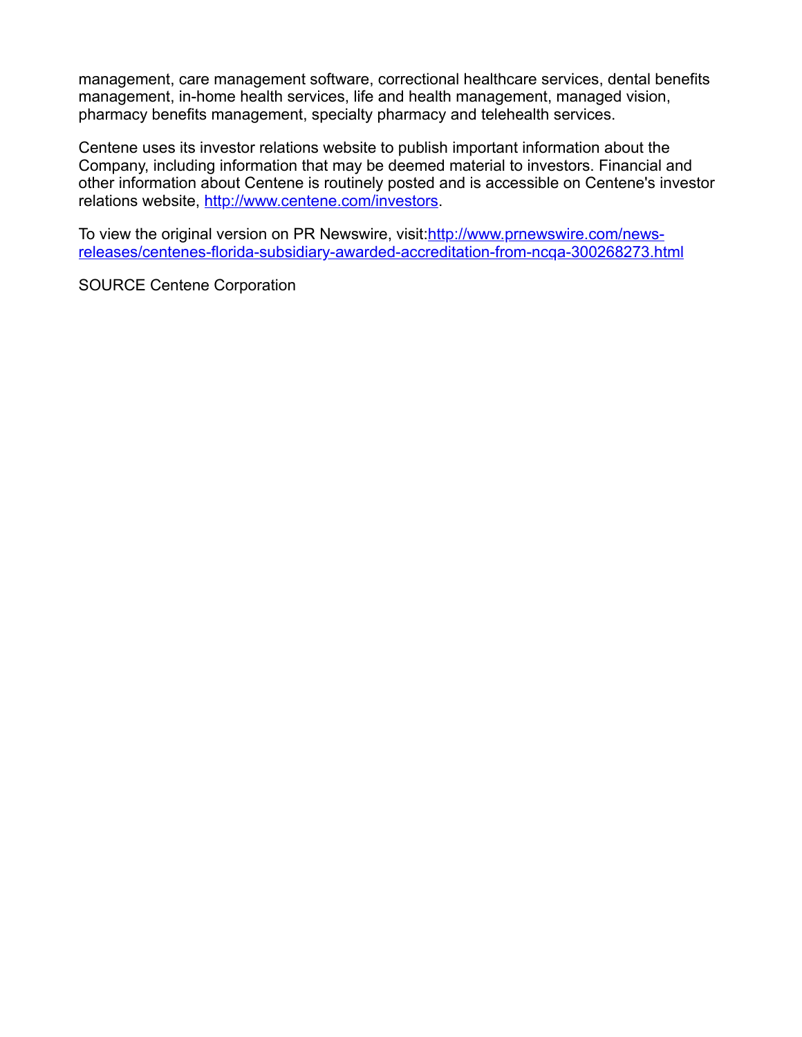management, care management software, correctional healthcare services, dental benefits management, in-home health services, life and health management, managed vision, pharmacy benefits management, specialty pharmacy and telehealth services.

Centene uses its investor relations website to publish important information about the Company, including information that may be deemed material to investors. Financial and other information about Centene is routinely posted and is accessible on Centene's investor relations website, [http://www.centene.com/investors](http://www.centene.com/investors).

To view the original version on PR Newswire, visit:[http://www.prnewswire.com/news-releases/centenes-florida-subsidiary-awarded-accreditation-from-ncqa-300268273.html](http://www.prnewswire.com/news-releases/centenes-florida-subsidiary-awarded-accreditation-from-ncqa-300268273.html)

SOURCE Centene Corporation